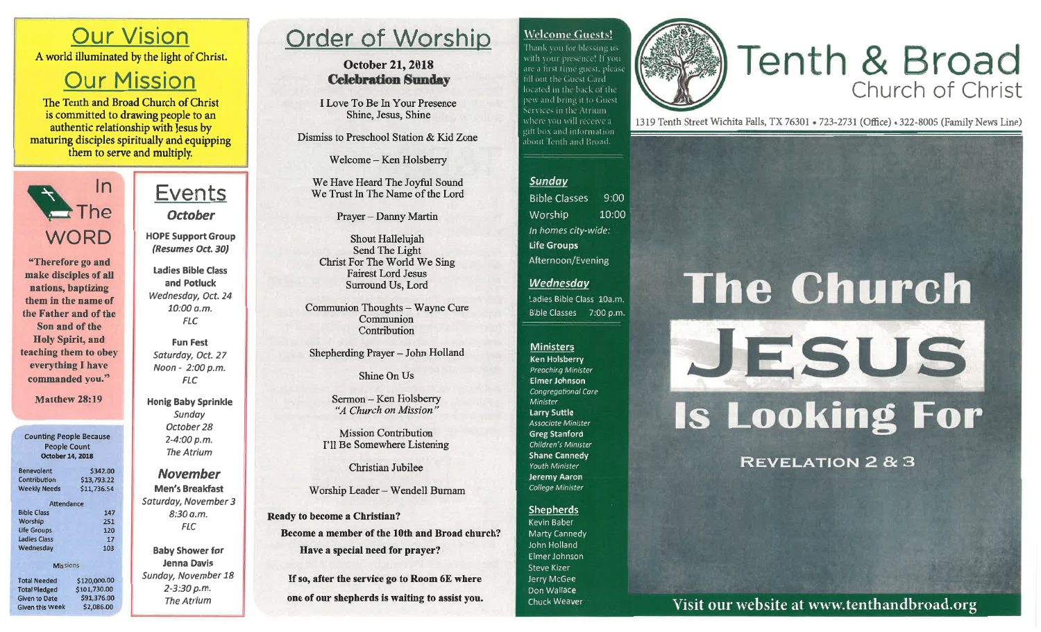# Our Vision

A world illuminated by the light of Christ.

# Our Mission

The Tenth and Broad Church of Christ is committed to drawing people to an authentic relationship with Jesus by maturing disciples spiritually and equipping them to serve and multiply.

## In The WORD

**"Therefore go and make disciples of all nations, baptizing them in the name of the Father and of the Son and of the Holy Spirit, and teaching them to obey everything I have commanded you."**

**Matthew 28:19**

### Counting People Because People Count

**October 14, 2018**

| | |
|---|---|
| Benevolent | $342.00 |
| Contribution | $13,793.22 |
| Weekly Needs | $11,736.54 |

**Attendance**

| | |
|---|---|
| Bible Class | 147 |
| Worship | 251 |
| Life Groups | 120 |
| Ladies Class | 17 |
| Wednesday | 103 |

**Missions**

| | |
|---|---|
| Total Needed | $120,000.00 |
| Total Pledged | $101,730.00 |
| Given to Date | $91,376.00 |
| Given this Week | $2,086.00 |

## Events

### *October*

**HOPE Support Group**
***(Resumes Oct. 30)***

**Ladies Bible Class and Potluck**
*Wednesday, Oct. 24*
*10:00 a.m.*
*FLC*

**Fun Fest**
*Saturday, Oct. 27*
*Noon - 2:00 p.m.*
*FLC*

**Honig Baby Sprinkle**
*Sunday*
*October 28*
*2-4:00 p.m.*
*The Atrium*

### *November*

**Men's Breakfast**
*Saturday, November 3*
*8:30 a.m.*
*FLC*

**Baby Shower for Jenna Davis**
*Sunday, November 18*
*2-3:30 p.m.*
*The Atrium*

# Order of Worship

**October 21, 2018**
**Celebration Sunday**

I Love To Be In Your Presence
Shine, Jesus, Shine

Dismiss to Preschool Station & Kid Zone

Welcome – Ken Holsberry

We Have Heard The Joyful Sound
We Trust In The Name of the Lord

Prayer – Danny Martin

Shout Hallelujah
Send The Light
Christ For The World We Sing
Fairest Lord Jesus
Surround Us, Lord

Communion Thoughts – Wayne Cure
Communion
Contribution

Shepherding Prayer – John Holland

Shine On Us

Sermon – Ken Holsberry
*"A Church on Mission"*

Mission Contribution
I'll Be Somewhere Listening

Christian Jubilee

Worship Leader – Wendell Burnam

**Ready to become a Christian?**

**Become a member of the 10th and Broad church?**

**Have a special need for prayer?**

**If so, after the service go to Room 6E where one of our shepherds is waiting to assist you.**

### Welcome Guests!

Thank you for blessing us with your presence! If you are a first time guest, please fill out the Guest Card located in the back of the pew and bring it to Guest Services in the Atrium where you will receive a gift box and information about Tenth and Broad.

### *Sunday*

| | |
|---|---|
| Bible Classes | 9:00 |
| Worship | 10:00 |

*In homes city-wide:*
**Life Groups**
Afternoon/Evening

### *Wednesday*

| | |
|---|---|
| Ladies Bible Class | 10a.m. |
| Bible Classes | 7:00 p.m. |

### Ministers

**Ken Holsberry**
*Preaching Minister*
**Elmer Johnson**
*Congregational Care Minister*
**Larry Suttle**
*Associate Minister*
**Greg Stanford**
*Children's Minister*
**Shane Cannedy**
*Youth Minister*
**Jeremy Aaron**
*College Minister*

### Shepherds

Kevin Baber
Marty Cannedy
John Holland
Elmer Johnson
Steve Kizer
Jerry McGee
Don Wallace
Chuck Weaver

# Tenth & Broad
## Church of Christ

1319 Tenth Street Wichita Falls, TX 76301 • 723-2731 (Office) • 322-8005 (Family News Line)

# The Church JESUS Is Looking For

## REVELATION 2 & 3

Visit our website at www.tenthandbroad.org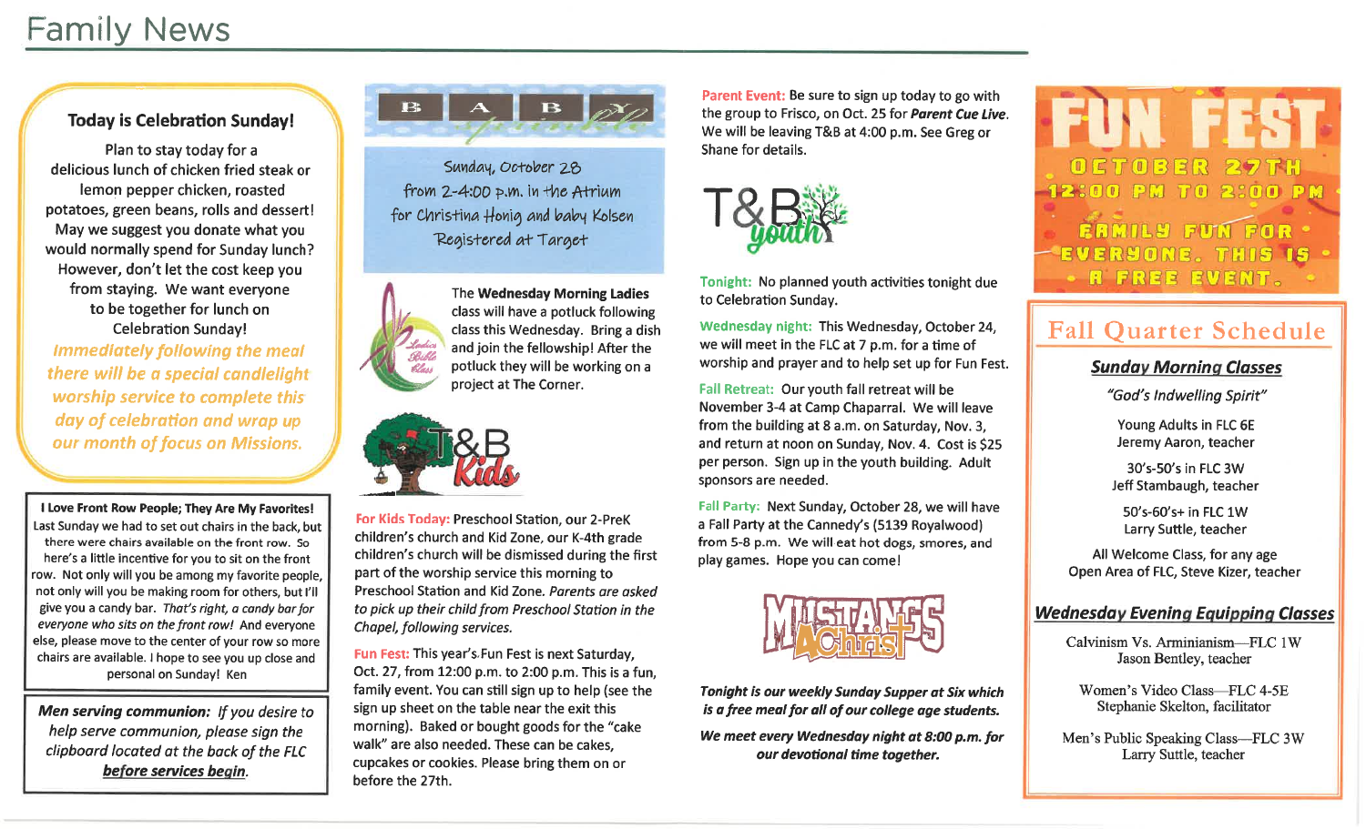# Family News

## Today is Celebration Sunday!

Plan to stay today for a delicious lunch of chicken fried steak or lemon pepper chicken, roasted potatoes, green beans, rolls and dessert! May we suggest you donate what you would normally spend for Sunday lunch? However, don't let the cost keep you from staying. We want everyone to be together for lunch on Celebration Sunday!

*Immediately following the meal there will be a special candlelight worship service to complete this day of celebration and wrap up our month of focus on Missions.*

**I Love Front Row People; They Are My Favorites!**

Last Sunday we had to set out chairs in the back, but there were chairs available on the front row. So here's a little incentive for you to sit on the front row. Not only will you be among my favorite people, not only will you be making room for others, but I'll give you a candy bar. *That's right, a candy bar for everyone who sits on the front row!* And everyone else, please move to the center of your row so more chairs are available. I hope to see you up close and personal on Sunday! Ken

***Men serving communion:*** *If you desire to help serve communion, please sign the clipboard located at the back of the FLC **before services begin**.*

## BABY Sprinkle

Sunday, October 28
from 2-4:00 p.m. in the Atrium
for Christina Honig and baby Kolsen
Registered at Target

The **Wednesday Morning Ladies** class will have a potluck following class this Wednesday. Bring a dish and join the fellowship! After the potluck they will be working on a project at The Corner.

## T&B Kids

**For Kids Today:** Preschool Station, our 2-PreK children's church and Kid Zone, our K-4th grade children's church will be dismissed during the first part of the worship service this morning to Preschool Station and Kid Zone. *Parents are asked to pick up their child from Preschool Station in the Chapel, following services.*

**Fun Fest:** This year's Fun Fest is next Saturday, Oct. 27, from 12:00 p.m. to 2:00 p.m. This is a fun, family event. You can still sign up to help (see the sign up sheet on the table near the exit this morning). Baked or bought goods for the "cake walk" are also needed. These can be cakes, cupcakes or cookies. Please bring them on or before the 27th.

**Parent Event:** Be sure to sign up today to go with the group to Frisco, on Oct. 25 for ***Parent Cue Live***. We will be leaving T&B at 4:00 p.m. See Greg or Shane for details.

## T&B youth

**Tonight:** No planned youth activities tonight due to Celebration Sunday.

**Wednesday night:** This Wednesday, October 24, we will meet in the FLC at 7 p.m. for a time of worship and prayer and to help set up for Fun Fest.

**Fall Retreat:** Our youth fall retreat will be November 3-4 at Camp Chaparral. We will leave from the building at 8 a.m. on Saturday, Nov. 3, and return at noon on Sunday, Nov. 4. Cost is $25 per person. Sign up in the youth building. Adult sponsors are needed.

**Fall Party:** Next Sunday, October 28, we will have a Fall Party at the Cannedy's (5139 Royalwood) from 5-8 p.m. We will eat hot dogs, smores, and play games. Hope you can come!

## Mustangs 4 Christ

***Tonight is our weekly Sunday Supper at Six which is a free meal for all of our college age students.***

***We meet every Wednesday night at 8:00 p.m. for our devotional time together.***

## FUN FEST

OCTOBER 27TH
12:00 PM TO 2:00 PM
FAMILY FUN FOR EVERYONE. THIS IS A FREE EVENT.

## Fall Quarter Schedule

### *Sunday Morning Classes*

*"God's Indwelling Spirit"*

Young Adults in FLC 6E
Jeremy Aaron, teacher

30's-50's in FLC 3W
Jeff Stambaugh, teacher

50's-60's+ in FLC 1W
Larry Suttle, teacher

All Welcome Class, for any age
Open Area of FLC, Steve Kizer, teacher

### *Wednesday Evening Equipping Classes*

Calvinism Vs. Arminianism—FLC 1W
Jason Bentley, teacher

Women's Video Class—FLC 4-5E
Stephanie Skelton, facilitator

Men's Public Speaking Class—FLC 3W
Larry Suttle, teacher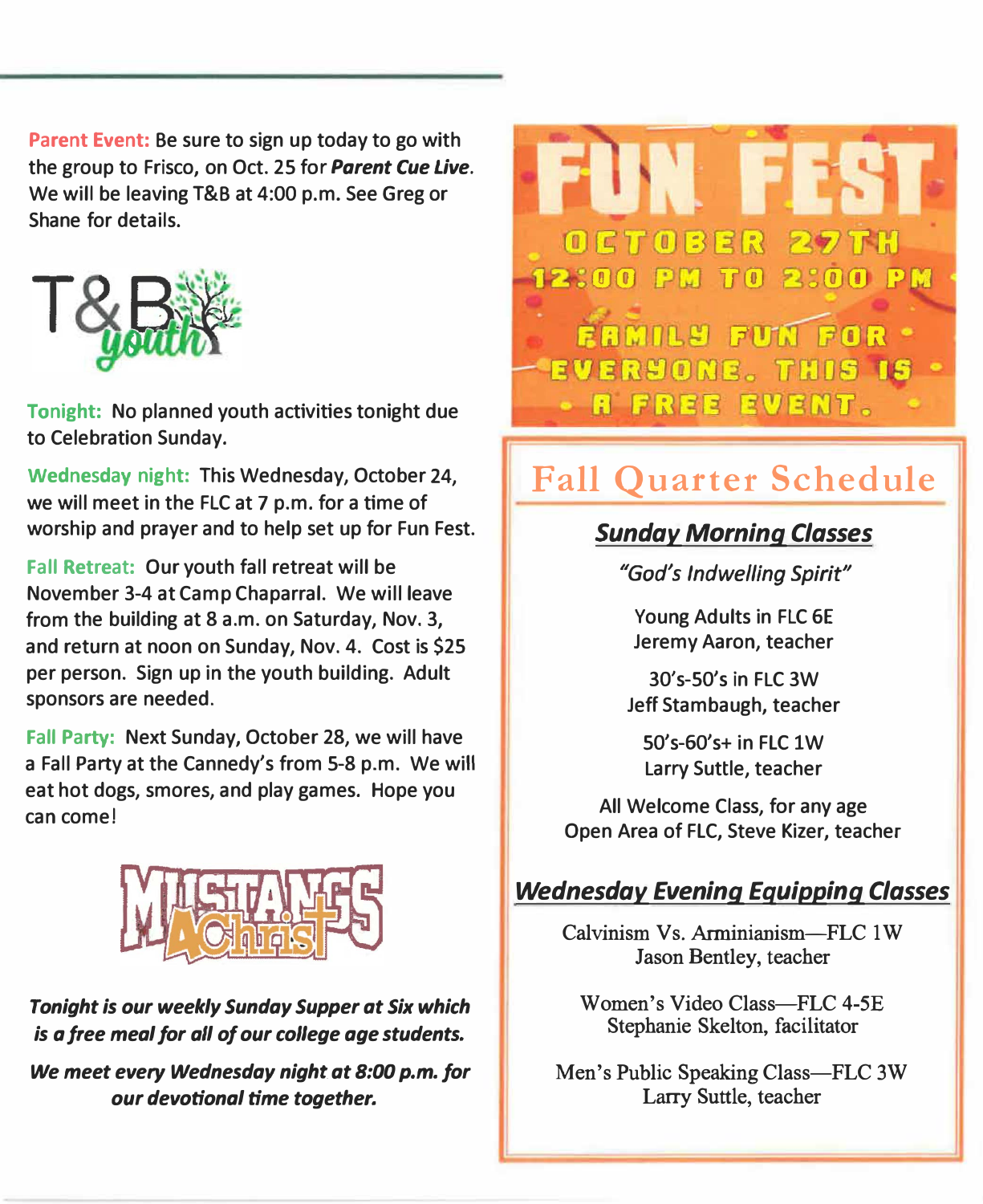**Parent Event:** Be sure to sign up today to go with the group to Frisco, on Oct. 25 for ***Parent Cue Live***. We will be leaving T&B at 4:00 p.m. See Greg or Shane for details.

T&B youth

**Tonight:** No planned youth activities tonight due to Celebration Sunday.

**Wednesday night:** This Wednesday, October 24, we will meet in the FLC at 7 p.m. for a time of worship and prayer and to help set up for Fun Fest.

**Fall Retreat:** Our youth fall retreat will be November 3-4 at Camp Chaparral. We will leave from the building at 8 a.m. on Saturday, Nov. 3, and return at noon on Sunday, Nov. 4. Cost is $25 per person. Sign up in the youth building. Adult sponsors are needed.

**Fall Party:** Next Sunday, October 28, we will have a Fall Party at the Cannedy's from 5-8 p.m. We will eat hot dogs, smores, and play games. Hope you can come!

MUSTANGS 4 Christ

***Tonight is our weekly Sunday Supper at Six which is a free meal for all of our college age students.***

***We meet every Wednesday night at 8:00 p.m. for our devotional time together.***

# FUN FEST

**OCTOBER 27TH**

**12:00 PM TO 2:00 PM**

**FAMILY FUN FOR EVERYONE. THIS IS A FREE EVENT.**

## Fall Quarter Schedule

### *Sunday Morning Classes*

*"God's Indwelling Spirit"*

Young Adults in FLC 6E
Jeremy Aaron, teacher

30's-50's in FLC 3W
Jeff Stambaugh, teacher

50's-60's+ in FLC 1W
Larry Suttle, teacher

All Welcome Class, for any age
Open Area of FLC, Steve Kizer, teacher

### *Wednesday Evening Equipping Classes*

Calvinism Vs. Arminianism—FLC 1W
Jason Bentley, teacher

Women's Video Class—FLC 4-5E
Stephanie Skelton, facilitator

Men's Public Speaking Class—FLC 3W
Larry Suttle, teacher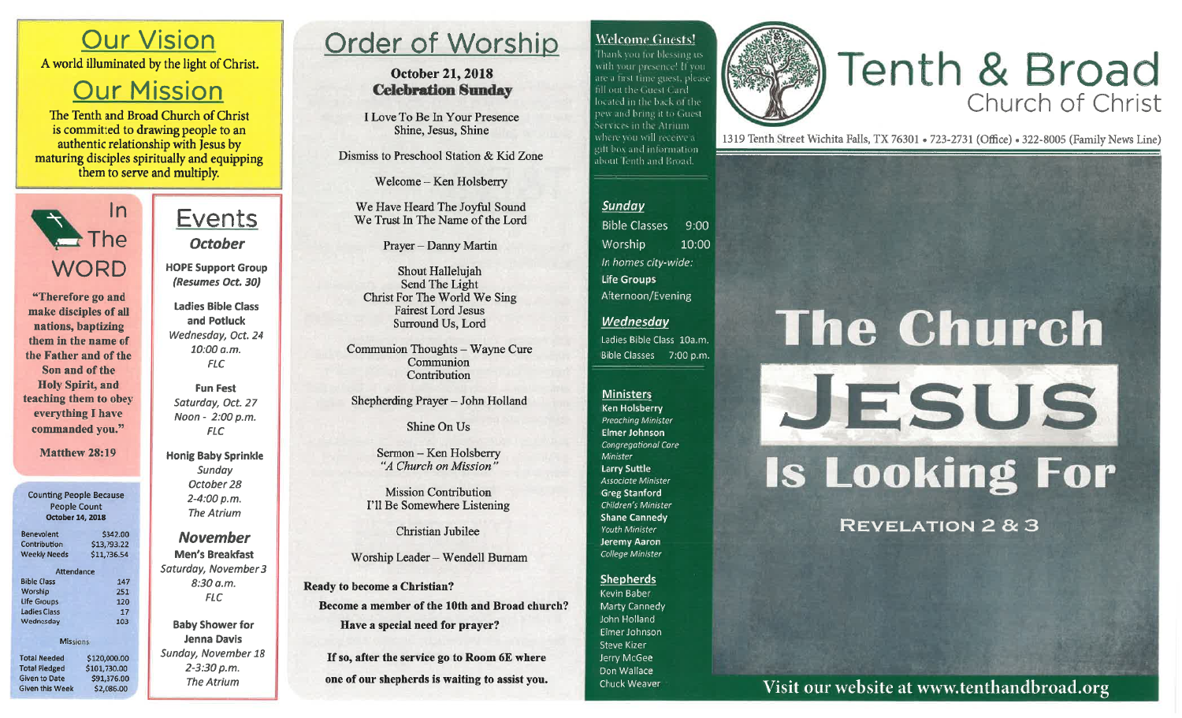# Our Vision

A world illuminated by the light of Christ.

# Our Mission

The Tenth and Broad Church of Christ is committed to drawing people to an authentic relationship with Jesus by maturing disciples spiritually and equipping them to serve and multiply.

## In The WORD

**"Therefore go and make disciples of all nations, baptizing them in the name of the Father and of the Son and of the Holy Spirit, and teaching them to obey everything I have commanded you."**

**Matthew 28:19**

### Counting People Because People Count

**October 14, 2018**

| | |
|---|---|
| Benevolent | $342.00 |
| Contribution | $13,793.22 |
| Weekly Needs | $11,736.54 |

**Attendance**

| | |
|---|---|
| Bible Class | 147 |
| Worship | 251 |
| Life Groups | 120 |
| Ladies Class | 17 |
| Wednesday | 103 |

**Missions**

| | |
|---|---|
| Total Needed | $120,000.00 |
| Total Pledged | $101,730.00 |
| Given to Date | $91,376.00 |
| Given this Week | $2,086.00 |

## Events

### *October*

**HOPE Support Group**
***(Resumes Oct. 30)***

**Ladies Bible Class and Potluck**
*Wednesday, Oct. 24*
*10:00 a.m.*
*FLC*

**Fun Fest**
*Saturday, Oct. 27*
*Noon - 2:00 p.m.*
*FLC*

**Honig Baby Sprinkle**
*Sunday*
*October 28*
*2-4:00 p.m.*
*The Atrium*

### *November*

**Men's Breakfast**
*Saturday, November 3*
*8:30 a.m.*
*FLC*

**Baby Shower for Jenna Davis**
*Sunday, November 18*
*2-3:30 p.m.*
*The Atrium*

# Order of Worship

**October 21, 2018**
**Celebration Sunday**

I Love To Be In Your Presence
Shine, Jesus, Shine

Dismiss to Preschool Station & Kid Zone

Welcome – Ken Holsberry

We Have Heard The Joyful Sound
We Trust In The Name of the Lord

Prayer – Danny Martin

Shout Hallelujah
Send The Light
Christ For The World We Sing
Fairest Lord Jesus
Surround Us, Lord

Communion Thoughts – Wayne Cure
Communion
Contribution

Shepherding Prayer – John Holland

Shine On Us

Sermon – Ken Holsberry
*"A Church on Mission"*

Mission Contribution
I'll Be Somewhere Listening

Christian Jubilee

Worship Leader – Wendell Burnam

**Ready to become a Christian?**

**Become a member of the 10th and Broad church?**

**Have a special need for prayer?**

**If so, after the service go to Room 6E where one of our shepherds is waiting to assist you.**

## Welcome Guests!

Thank you for blessing us with your presence! If you are a first time guest, please fill out the Guest Card located in the back of the pew and bring it to Guest Services in the Atrium where you will receive a gift box and information about Tenth and Broad.

### *Sunday*

| | |
|---|---|
| Bible Classes | 9:00 |
| Worship | 10:00 |

*In homes city-wide:*
**Life Groups**
Afternoon/Evening

### *Wednesday*

| | |
|---|---|
| Ladies Bible Class | 10a.m. |
| Bible Classes | 7:00 p.m. |

### Ministers

**Ken Holsberry**
*Preaching Minister*
**Elmer Johnson**
*Congregational Care Minister*
**Larry Suttle**
*Associate Minister*
**Greg Stanford**
*Children's Minister*
**Shane Cannedy**
*Youth Minister*
**Jeremy Aaron**
*College Minister*

### Shepherds

Kevin Baber
Marty Cannedy
John Holland
Elmer Johnson
Steve Kizer
Jerry McGee
Don Wallace
Chuck Weaver

# Tenth & Broad
## Church of Christ

1319 Tenth Street Wichita Falls, TX 76301 • 723-2731 (Office) • 322-8005 (Family News Line)

# The Church JESUS Is Looking For

## REVELATION 2 & 3

**Visit our website at www.tenthandbroad.org**